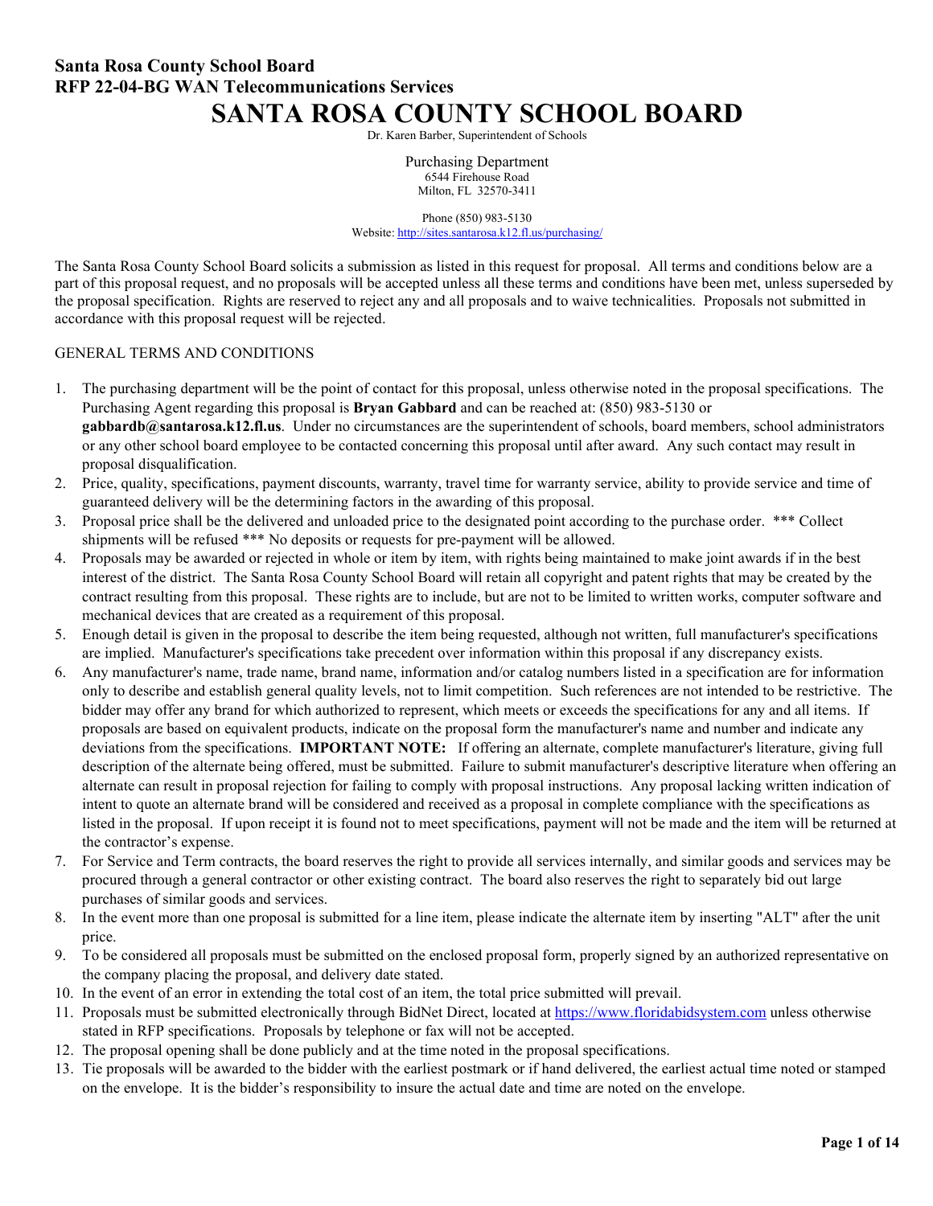**Santa Rosa County School Board**
**RFP 22-04-BG WAN Telecommunications Services**

# SANTA ROSA COUNTY SCHOOL BOARD

Dr. Karen Barber, Superintendent of Schools

Purchasing Department
6544 Firehouse Road
Milton, FL 32570-3411

Phone (850) 983-5130
Website: http://sites.santarosa.k12.fl.us/purchasing/

The Santa Rosa County School Board solicits a submission as listed in this request for proposal. All terms and conditions below are a part of this proposal request, and no proposals will be accepted unless all these terms and conditions have been met, unless superseded by the proposal specification. Rights are reserved to reject any and all proposals and to waive technicalities. Proposals not submitted in accordance with this proposal request will be rejected.

GENERAL TERMS AND CONDITIONS

1. The purchasing department will be the point of contact for this proposal, unless otherwise noted in the proposal specifications. The Purchasing Agent regarding this proposal is **Bryan Gabbard** and can be reached at: (850) 983-5130 or **gabbardb@santarosa.k12.fl.us**. Under no circumstances are the superintendent of schools, board members, school administrators or any other school board employee to be contacted concerning this proposal until after award. Any such contact may result in proposal disqualification.
2. Price, quality, specifications, payment discounts, warranty, travel time for warranty service, ability to provide service and time of guaranteed delivery will be the determining factors in the awarding of this proposal.
3. Proposal price shall be the delivered and unloaded price to the designated point according to the purchase order. *** Collect shipments will be refused *** No deposits or requests for pre-payment will be allowed.
4. Proposals may be awarded or rejected in whole or item by item, with rights being maintained to make joint awards if in the best interest of the district. The Santa Rosa County School Board will retain all copyright and patent rights that may be created by the contract resulting from this proposal. These rights are to include, but are not to be limited to written works, computer software and mechanical devices that are created as a requirement of this proposal.
5. Enough detail is given in the proposal to describe the item being requested, although not written, full manufacturer's specifications are implied. Manufacturer's specifications take precedent over information within this proposal if any discrepancy exists.
6. Any manufacturer's name, trade name, brand name, information and/or catalog numbers listed in a specification are for information only to describe and establish general quality levels, not to limit competition. Such references are not intended to be restrictive. The bidder may offer any brand for which authorized to represent, which meets or exceeds the specifications for any and all items. If proposals are based on equivalent products, indicate on the proposal form the manufacturer's name and number and indicate any deviations from the specifications. **IMPORTANT NOTE:** If offering an alternate, complete manufacturer's literature, giving full description of the alternate being offered, must be submitted. Failure to submit manufacturer's descriptive literature when offering an alternate can result in proposal rejection for failing to comply with proposal instructions. Any proposal lacking written indication of intent to quote an alternate brand will be considered and received as a proposal in complete compliance with the specifications as listed in the proposal. If upon receipt it is found not to meet specifications, payment will not be made and the item will be returned at the contractor's expense.
7. For Service and Term contracts, the board reserves the right to provide all services internally, and similar goods and services may be procured through a general contractor or other existing contract. The board also reserves the right to separately bid out large purchases of similar goods and services.
8. In the event more than one proposal is submitted for a line item, please indicate the alternate item by inserting "ALT" after the unit price.
9. To be considered all proposals must be submitted on the enclosed proposal form, properly signed by an authorized representative on the company placing the proposal, and delivery date stated.
10. In the event of an error in extending the total cost of an item, the total price submitted will prevail.
11. Proposals must be submitted electronically through BidNet Direct, located at https://www.floridabidsystem.com unless otherwise stated in RFP specifications. Proposals by telephone or fax will not be accepted.
12. The proposal opening shall be done publicly and at the time noted in the proposal specifications.
13. Tie proposals will be awarded to the bidder with the earliest postmark or if hand delivered, the earliest actual time noted or stamped on the envelope. It is the bidder's responsibility to insure the actual date and time are noted on the envelope.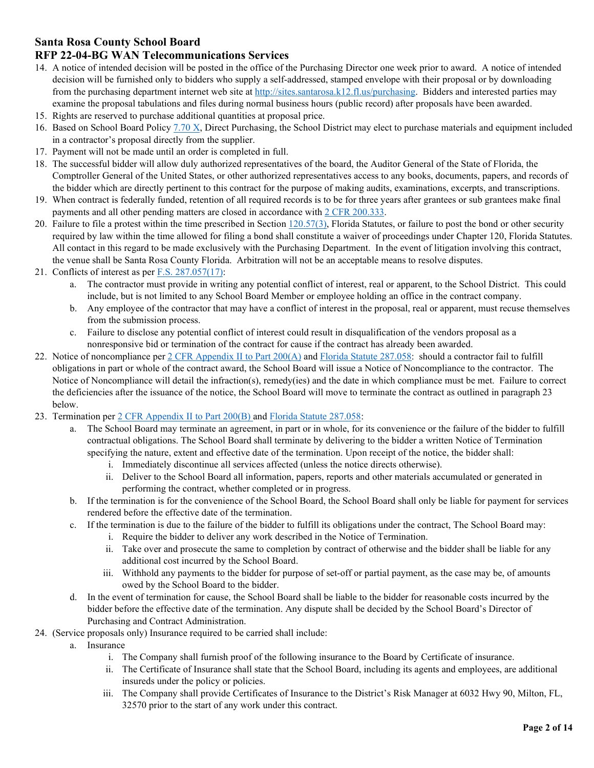14. A notice of intended decision will be posted in the office of the Purchasing Director one week prior to award. A notice of intended decision will be furnished only to bidders who supply a self-addressed, stamped envelope with their proposal or by downloading from the purchasing department internet web site at http://sites.santarosa.k12.fl.us/purchasing. Bidders and interested parties may examine the proposal tabulations and files during normal business hours (public record) after proposals have been awarded.
15. Rights are reserved to purchase additional quantities at proposal price.
16. Based on School Board Policy 7.70 X, Direct Purchasing, the School District may elect to purchase materials and equipment included in a contractor's proposal directly from the supplier.
17. Payment will not be made until an order is completed in full.
18. The successful bidder will allow duly authorized representatives of the board, the Auditor General of the State of Florida, the Comptroller General of the United States, or other authorized representatives access to any books, documents, papers, and records of the bidder which are directly pertinent to this contract for the purpose of making audits, examinations, excerpts, and transcriptions.
19. When contract is federally funded, retention of all required records is to be for three years after grantees or sub grantees make final payments and all other pending matters are closed in accordance with 2 CFR 200.333.
20. Failure to file a protest within the time prescribed in Section 120.57(3), Florida Statutes, or failure to post the bond or other security required by law within the time allowed for filing a bond shall constitute a waiver of proceedings under Chapter 120, Florida Statutes. All contact in this regard to be made exclusively with the Purchasing Department. In the event of litigation involving this contract, the venue shall be Santa Rosa County Florida. Arbitration will not be an acceptable means to resolve disputes.
21. Conflicts of interest as per F.S. 287.057(17):
    a. The contractor must provide in writing any potential conflict of interest, real or apparent, to the School District. This could include, but is not limited to any School Board Member or employee holding an office in the contract company.
    b. Any employee of the contractor that may have a conflict of interest in the proposal, real or apparent, must recuse themselves from the submission process.
    c. Failure to disclose any potential conflict of interest could result in disqualification of the vendors proposal as a nonresponsive bid or termination of the contract for cause if the contract has already been awarded.
22. Notice of noncompliance per 2 CFR Appendix II to Part 200(A) and Florida Statute 287.058: should a contractor fail to fulfill obligations in part or whole of the contract award, the School Board will issue a Notice of Noncompliance to the contractor. The Notice of Noncompliance will detail the infraction(s), remedy(ies) and the date in which compliance must be met. Failure to correct the deficiencies after the issuance of the notice, the School Board will move to terminate the contract as outlined in paragraph 23 below.
23. Termination per 2 CFR Appendix II to Part 200(B) and Florida Statute 287.058:
    a. The School Board may terminate an agreement, in part or in whole, for its convenience or the failure of the bidder to fulfill contractual obligations. The School Board shall terminate by delivering to the bidder a written Notice of Termination specifying the nature, extent and effective date of the termination. Upon receipt of the notice, the bidder shall:
        i. Immediately discontinue all services affected (unless the notice directs otherwise).
        ii. Deliver to the School Board all information, papers, reports and other materials accumulated or generated in performing the contract, whether completed or in progress.
    b. If the termination is for the convenience of the School Board, the School Board shall only be liable for payment for services rendered before the effective date of the termination.
    c. If the termination is due to the failure of the bidder to fulfill its obligations under the contract, The School Board may:
        i. Require the bidder to deliver any work described in the Notice of Termination.
        ii. Take over and prosecute the same to completion by contract of otherwise and the bidder shall be liable for any additional cost incurred by the School Board.
        iii. Withhold any payments to the bidder for purpose of set-off or partial payment, as the case may be, of amounts owed by the School Board to the bidder.
    d. In the event of termination for cause, the School Board shall be liable to the bidder for reasonable costs incurred by the bidder before the effective date of the termination. Any dispute shall be decided by the School Board's Director of Purchasing and Contract Administration.
24. (Service proposals only) Insurance required to be carried shall include:
    a. Insurance
        i. The Company shall furnish proof of the following insurance to the Board by Certificate of insurance.
        ii. The Certificate of Insurance shall state that the School Board, including its agents and employees, are additional insureds under the policy or policies.
        iii. The Company shall provide Certificates of Insurance to the District's Risk Manager at 6032 Hwy 90, Milton, FL, 32570 prior to the start of any work under this contract.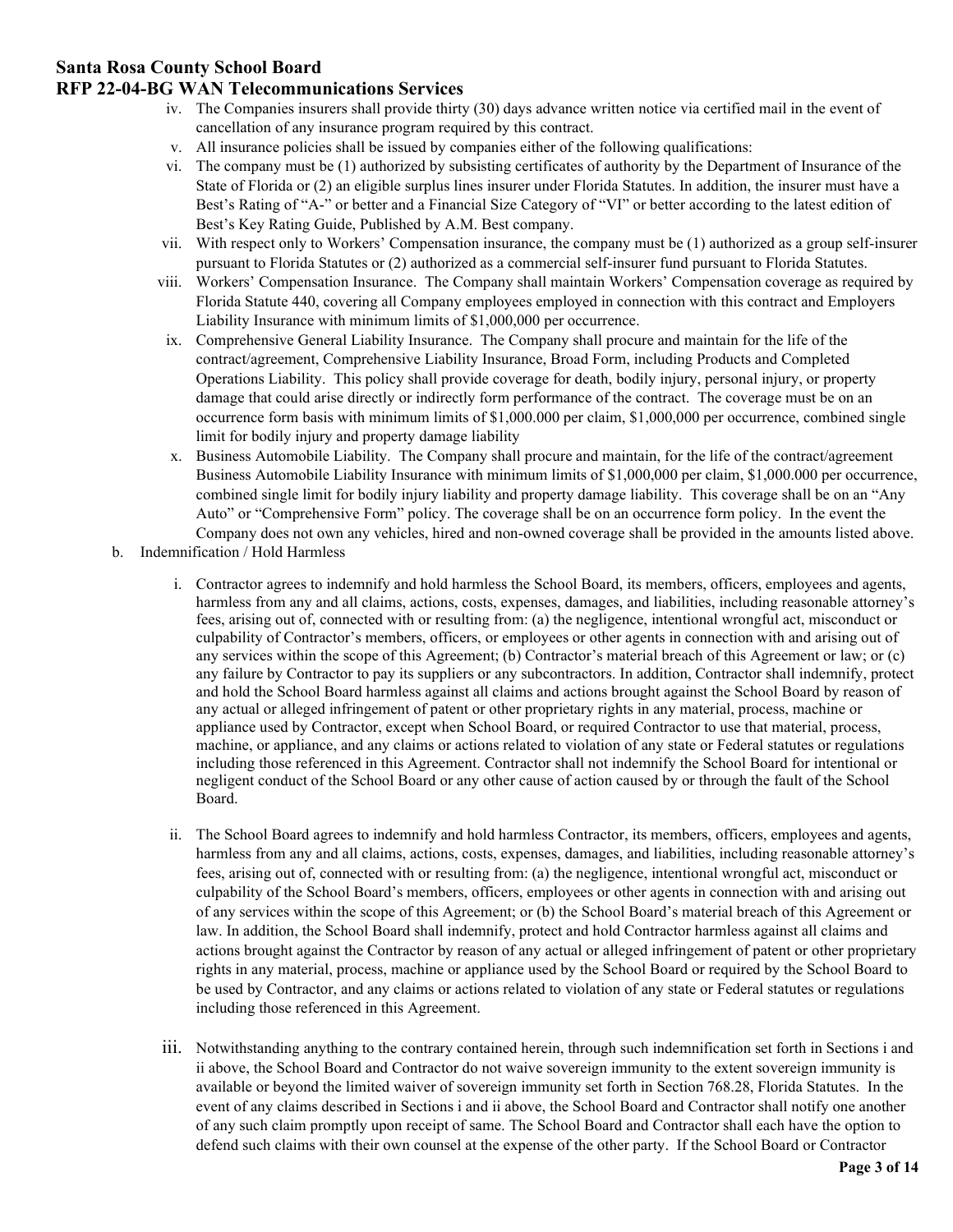iv. The Companies insurers shall provide thirty (30) days advance written notice via certified mail in the event of cancellation of any insurance program required by this contract.

v. All insurance policies shall be issued by companies either of the following qualifications:

vi. The company must be (1) authorized by subsisting certificates of authority by the Department of Insurance of the State of Florida or (2) an eligible surplus lines insurer under Florida Statutes. In addition, the insurer must have a Best's Rating of "A-" or better and a Financial Size Category of "VI" or better according to the latest edition of Best's Key Rating Guide, Published by A.M. Best company.

vii. With respect only to Workers' Compensation insurance, the company must be (1) authorized as a group self-insurer pursuant to Florida Statutes or (2) authorized as a commercial self-insurer fund pursuant to Florida Statutes.

viii. Workers' Compensation Insurance. The Company shall maintain Workers' Compensation coverage as required by Florida Statute 440, covering all Company employees employed in connection with this contract and Employers Liability Insurance with minimum limits of $1,000,000 per occurrence.

ix. Comprehensive General Liability Insurance. The Company shall procure and maintain for the life of the contract/agreement, Comprehensive Liability Insurance, Broad Form, including Products and Completed Operations Liability. This policy shall provide coverage for death, bodily injury, personal injury, or property damage that could arise directly or indirectly form performance of the contract. The coverage must be on an occurrence form basis with minimum limits of $1,000.000 per claim, $1,000,000 per occurrence, combined single limit for bodily injury and property damage liability

x. Business Automobile Liability. The Company shall procure and maintain, for the life of the contract/agreement Business Automobile Liability Insurance with minimum limits of $1,000,000 per claim, $1,000.000 per occurrence, combined single limit for bodily injury liability and property damage liability. This coverage shall be on an "Any Auto" or "Comprehensive Form" policy. The coverage shall be on an occurrence form policy. In the event the Company does not own any vehicles, hired and non-owned coverage shall be provided in the amounts listed above.

b. Indemnification / Hold Harmless

i. Contractor agrees to indemnify and hold harmless the School Board, its members, officers, employees and agents, harmless from any and all claims, actions, costs, expenses, damages, and liabilities, including reasonable attorney's fees, arising out of, connected with or resulting from: (a) the negligence, intentional wrongful act, misconduct or culpability of Contractor's members, officers, or employees or other agents in connection with and arising out of any services within the scope of this Agreement; (b) Contractor's material breach of this Agreement or law; or (c) any failure by Contractor to pay its suppliers or any subcontractors. In addition, Contractor shall indemnify, protect and hold the School Board harmless against all claims and actions brought against the School Board by reason of any actual or alleged infringement of patent or other proprietary rights in any material, process, machine or appliance used by Contractor, except when School Board, or required Contractor to use that material, process, machine, or appliance, and any claims or actions related to violation of any state or Federal statutes or regulations including those referenced in this Agreement. Contractor shall not indemnify the School Board for intentional or negligent conduct of the School Board or any other cause of action caused by or through the fault of the School Board.

ii. The School Board agrees to indemnify and hold harmless Contractor, its members, officers, employees and agents, harmless from any and all claims, actions, costs, expenses, damages, and liabilities, including reasonable attorney's fees, arising out of, connected with or resulting from: (a) the negligence, intentional wrongful act, misconduct or culpability of the School Board's members, officers, employees or other agents in connection with and arising out of any services within the scope of this Agreement; or (b) the School Board's material breach of this Agreement or law. In addition, the School Board shall indemnify, protect and hold Contractor harmless against all claims and actions brought against the Contractor by reason of any actual or alleged infringement of patent or other proprietary rights in any material, process, machine or appliance used by the School Board or required by the School Board to be used by Contractor, and any claims or actions related to violation of any state or Federal statutes or regulations including those referenced in this Agreement.

iii. Notwithstanding anything to the contrary contained herein, through such indemnification set forth in Sections i and ii above, the School Board and Contractor do not waive sovereign immunity to the extent sovereign immunity is available or beyond the limited waiver of sovereign immunity set forth in Section 768.28, Florida Statutes. In the event of any claims described in Sections i and ii above, the School Board and Contractor shall notify one another of any such claim promptly upon receipt of same. The School Board and Contractor shall each have the option to defend such claims with their own counsel at the expense of the other party. If the School Board or Contractor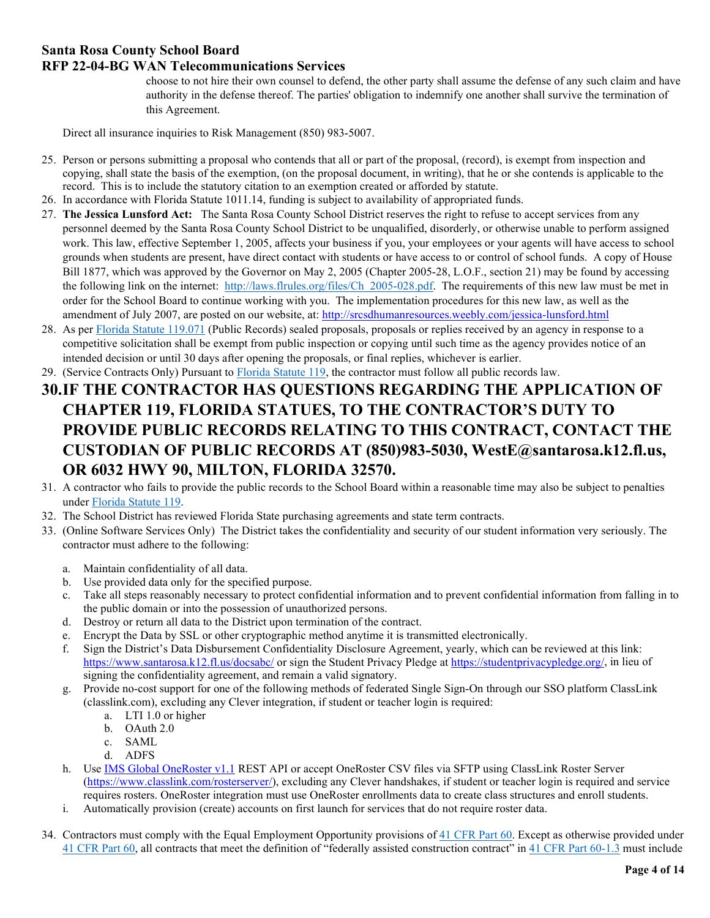choose to not hire their own counsel to defend, the other party shall assume the defense of any such claim and have authority in the defense thereof. The parties' obligation to indemnify one another shall survive the termination of this Agreement.

Direct all insurance inquiries to Risk Management (850) 983-5007.

25. Person or persons submitting a proposal who contends that all or part of the proposal, (record), is exempt from inspection and copying, shall state the basis of the exemption, (on the proposal document, in writing), that he or she contends is applicable to the record. This is to include the statutory citation to an exemption created or afforded by statute.
26. In accordance with Florida Statute 1011.14, funding is subject to availability of appropriated funds.
27. **The Jessica Lunsford Act:** The Santa Rosa County School District reserves the right to refuse to accept services from any personnel deemed by the Santa Rosa County School District to be unqualified, disorderly, or otherwise unable to perform assigned work. This law, effective September 1, 2005, affects your business if you, your employees or your agents will have access to school grounds when students are present, have direct contact with students or have access to or control of school funds. A copy of House Bill 1877, which was approved by the Governor on May 2, 2005 (Chapter 2005-28, L.O.F., section 21) may be found by accessing the following link on the internet: http://laws.flrules.org/files/Ch_2005-028.pdf. The requirements of this new law must be met in order for the School Board to continue working with you. The implementation procedures for this new law, as well as the amendment of July 2007, are posted on our website, at: http://srcsdhumanresources.weebly.com/jessica-lunsford.html
28. As per Florida Statute 119.071 (Public Records) sealed proposals, proposals or replies received by an agency in response to a competitive solicitation shall be exempt from public inspection or copying until such time as the agency provides notice of an intended decision or until 30 days after opening the proposals, or final replies, whichever is earlier.
29. (Service Contracts Only) Pursuant to Florida Statute 119, the contractor must follow all public records law.
30. **IF THE CONTRACTOR HAS QUESTIONS REGARDING THE APPLICATION OF CHAPTER 119, FLORIDA STATUES, TO THE CONTRACTOR'S DUTY TO PROVIDE PUBLIC RECORDS RELATING TO THIS CONTRACT, CONTACT THE CUSTODIAN OF PUBLIC RECORDS AT (850)983-5030, WestE@santarosa.k12.fl.us, OR 6032 HWY 90, MILTON, FLORIDA 32570.**
31. A contractor who fails to provide the public records to the School Board within a reasonable time may also be subject to penalties under Florida Statute 119.
32. The School District has reviewed Florida State purchasing agreements and state term contracts.
33. (Online Software Services Only) The District takes the confidentiality and security of our student information very seriously. The contractor must adhere to the following:

    a. Maintain confidentiality of all data.
    b. Use provided data only for the specified purpose.
    c. Take all steps reasonably necessary to protect confidential information and to prevent confidential information from falling in to the public domain or into the possession of unauthorized persons.
    d. Destroy or return all data to the District upon termination of the contract.
    e. Encrypt the Data by SSL or other cryptographic method anytime it is transmitted electronically.
    f. Sign the District's Data Disbursement Confidentiality Disclosure Agreement, yearly, which can be reviewed at this link: https://www.santarosa.k12.fl.us/docsabc/ or sign the Student Privacy Pledge at https://studentprivacypledge.org/, in lieu of signing the confidentiality agreement, and remain a valid signatory.
    g. Provide no-cost support for one of the following methods of federated Single Sign-On through our SSO platform ClassLink (classlink.com), excluding any Clever integration, if student or teacher login is required:
        a. LTI 1.0 or higher
        b. OAuth 2.0
        c. SAML
        d. ADFS
    h. Use IMS Global OneRoster v1.1 REST API or accept OneRoster CSV files via SFTP using ClassLink Roster Server (https://www.classlink.com/rosterserver/), excluding any Clever handshakes, if student or teacher login is required and service requires rosters. OneRoster integration must use OneRoster enrollments data to create class structures and enroll students.
    i. Automatically provision (create) accounts on first launch for services that do not require roster data.

34. Contractors must comply with the Equal Employment Opportunity provisions of 41 CFR Part 60. Except as otherwise provided under 41 CFR Part 60, all contracts that meet the definition of "federally assisted construction contract" in 41 CFR Part 60-1.3 must include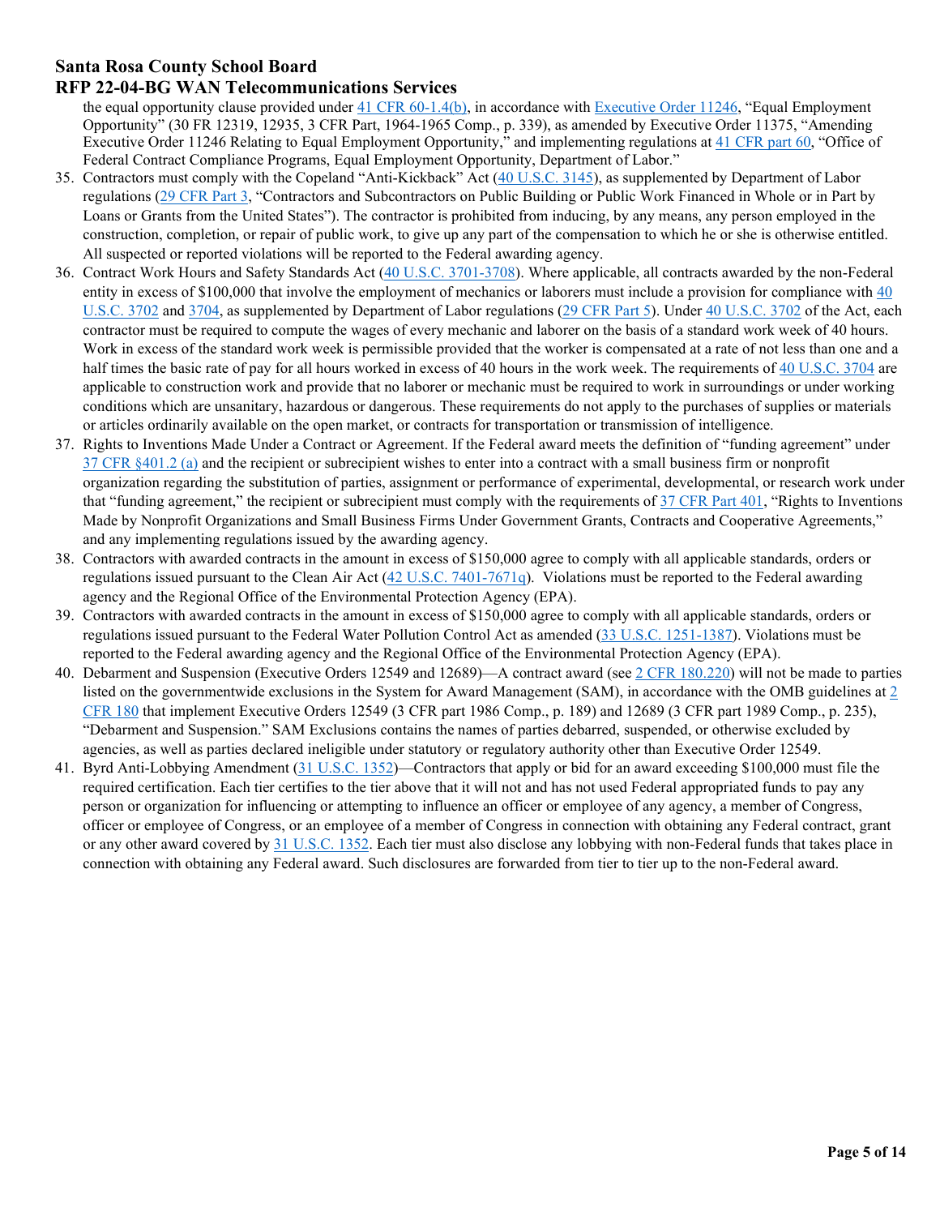the equal opportunity clause provided under 41 CFR 60-1.4(b), in accordance with Executive Order 11246, "Equal Employment Opportunity" (30 FR 12319, 12935, 3 CFR Part, 1964-1965 Comp., p. 339), as amended by Executive Order 11375, "Amending Executive Order 11246 Relating to Equal Employment Opportunity," and implementing regulations at 41 CFR part 60, "Office of Federal Contract Compliance Programs, Equal Employment Opportunity, Department of Labor."

35. Contractors must comply with the Copeland "Anti-Kickback" Act (40 U.S.C. 3145), as supplemented by Department of Labor regulations (29 CFR Part 3, "Contractors and Subcontractors on Public Building or Public Work Financed in Whole or in Part by Loans or Grants from the United States"). The contractor is prohibited from inducing, by any means, any person employed in the construction, completion, or repair of public work, to give up any part of the compensation to which he or she is otherwise entitled. All suspected or reported violations will be reported to the Federal awarding agency.
36. Contract Work Hours and Safety Standards Act (40 U.S.C. 3701-3708). Where applicable, all contracts awarded by the non-Federal entity in excess of $100,000 that involve the employment of mechanics or laborers must include a provision for compliance with 40 U.S.C. 3702 and 3704, as supplemented by Department of Labor regulations (29 CFR Part 5). Under 40 U.S.C. 3702 of the Act, each contractor must be required to compute the wages of every mechanic and laborer on the basis of a standard work week of 40 hours. Work in excess of the standard work week is permissible provided that the worker is compensated at a rate of not less than one and a half times the basic rate of pay for all hours worked in excess of 40 hours in the work week. The requirements of 40 U.S.C. 3704 are applicable to construction work and provide that no laborer or mechanic must be required to work in surroundings or under working conditions which are unsanitary, hazardous or dangerous. These requirements do not apply to the purchases of supplies or materials or articles ordinarily available on the open market, or contracts for transportation or transmission of intelligence.
37. Rights to Inventions Made Under a Contract or Agreement. If the Federal award meets the definition of "funding agreement" under 37 CFR §401.2 (a) and the recipient or subrecipient wishes to enter into a contract with a small business firm or nonprofit organization regarding the substitution of parties, assignment or performance of experimental, developmental, or research work under that "funding agreement," the recipient or subrecipient must comply with the requirements of 37 CFR Part 401, "Rights to Inventions Made by Nonprofit Organizations and Small Business Firms Under Government Grants, Contracts and Cooperative Agreements," and any implementing regulations issued by the awarding agency.
38. Contractors with awarded contracts in the amount in excess of $150,000 agree to comply with all applicable standards, orders or regulations issued pursuant to the Clean Air Act (42 U.S.C. 7401-7671q). Violations must be reported to the Federal awarding agency and the Regional Office of the Environmental Protection Agency (EPA).
39. Contractors with awarded contracts in the amount in excess of $150,000 agree to comply with all applicable standards, orders or regulations issued pursuant to the Federal Water Pollution Control Act as amended (33 U.S.C. 1251-1387). Violations must be reported to the Federal awarding agency and the Regional Office of the Environmental Protection Agency (EPA).
40. Debarment and Suspension (Executive Orders 12549 and 12689)—A contract award (see 2 CFR 180.220) will not be made to parties listed on the governmentwide exclusions in the System for Award Management (SAM), in accordance with the OMB guidelines at 2 CFR 180 that implement Executive Orders 12549 (3 CFR part 1986 Comp., p. 189) and 12689 (3 CFR part 1989 Comp., p. 235), "Debarment and Suspension." SAM Exclusions contains the names of parties debarred, suspended, or otherwise excluded by agencies, as well as parties declared ineligible under statutory or regulatory authority other than Executive Order 12549.
41. Byrd Anti-Lobbying Amendment (31 U.S.C. 1352)—Contractors that apply or bid for an award exceeding $100,000 must file the required certification. Each tier certifies to the tier above that it will not and has not used Federal appropriated funds to pay any person or organization for influencing or attempting to influence an officer or employee of any agency, a member of Congress, officer or employee of Congress, or an employee of a member of Congress in connection with obtaining any Federal contract, grant or any other award covered by 31 U.S.C. 1352. Each tier must also disclose any lobbying with non-Federal funds that takes place in connection with obtaining any Federal award. Such disclosures are forwarded from tier to tier up to the non-Federal award.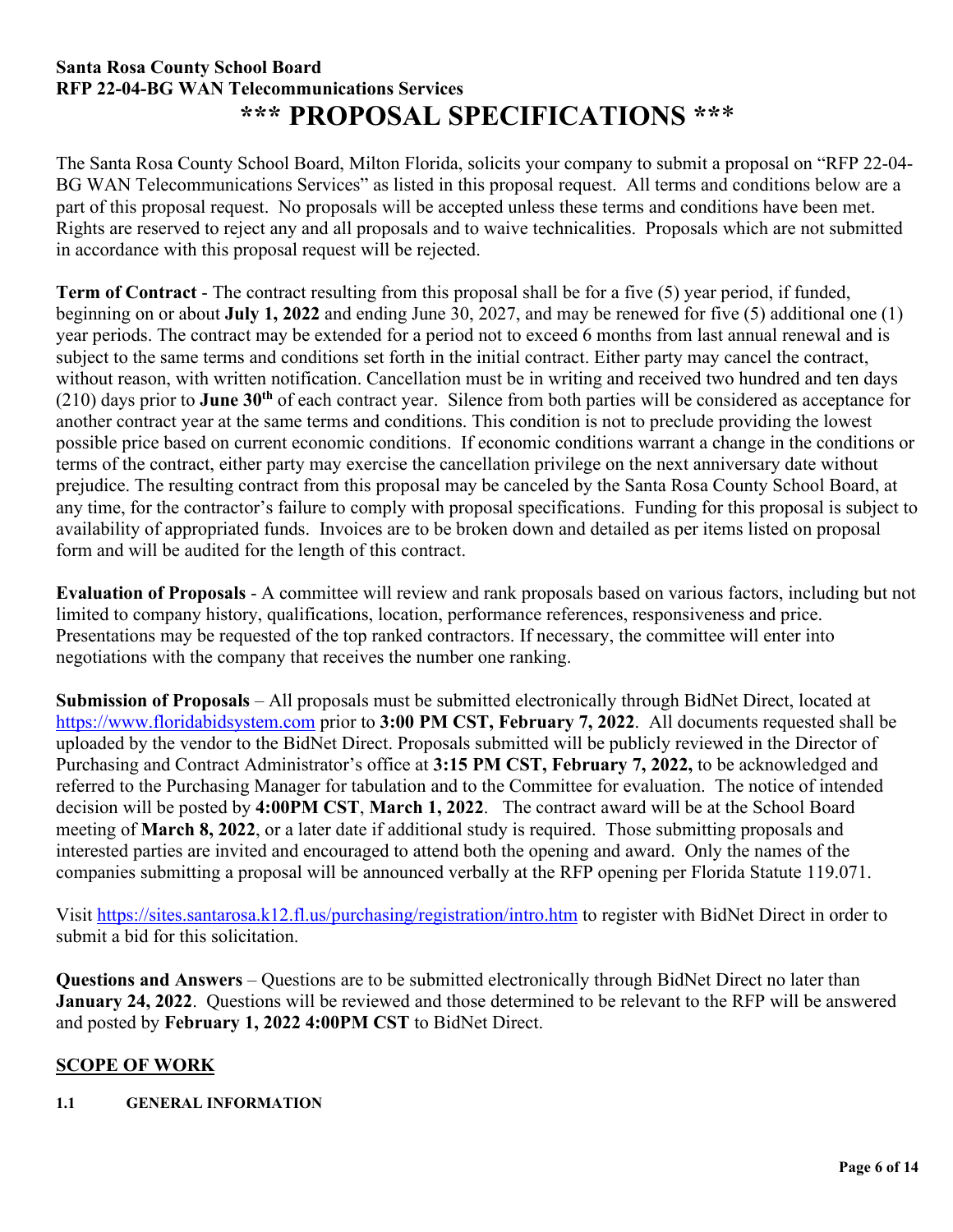**Santa Rosa County School Board**
**RFP 22-04-BG WAN Telecommunications Services**

# *** PROPOSAL SPECIFICATIONS ***

The Santa Rosa County School Board, Milton Florida, solicits your company to submit a proposal on "RFP 22-04-BG WAN Telecommunications Services" as listed in this proposal request. All terms and conditions below are a part of this proposal request. No proposals will be accepted unless these terms and conditions have been met. Rights are reserved to reject any and all proposals and to waive technicalities. Proposals which are not submitted in accordance with this proposal request will be rejected.

**Term of Contract** - The contract resulting from this proposal shall be for a five (5) year period, if funded, beginning on or about **July 1, 2022** and ending June 30, 2027, and may be renewed for five (5) additional one (1) year periods. The contract may be extended for a period not to exceed 6 months from last annual renewal and is subject to the same terms and conditions set forth in the initial contract. Either party may cancel the contract, without reason, with written notification. Cancellation must be in writing and received two hundred and ten days (210) days prior to **June 30th** of each contract year. Silence from both parties will be considered as acceptance for another contract year at the same terms and conditions. This condition is not to preclude providing the lowest possible price based on current economic conditions. If economic conditions warrant a change in the conditions or terms of the contract, either party may exercise the cancellation privilege on the next anniversary date without prejudice. The resulting contract from this proposal may be canceled by the Santa Rosa County School Board, at any time, for the contractor's failure to comply with proposal specifications. Funding for this proposal is subject to availability of appropriated funds. Invoices are to be broken down and detailed as per items listed on proposal form and will be audited for the length of this contract.

**Evaluation of Proposals** - A committee will review and rank proposals based on various factors, including but not limited to company history, qualifications, location, performance references, responsiveness and price. Presentations may be requested of the top ranked contractors. If necessary, the committee will enter into negotiations with the company that receives the number one ranking.

**Submission of Proposals** – All proposals must be submitted electronically through BidNet Direct, located at https://www.floridabidsystem.com prior to **3:00 PM CST, February 7, 2022**. All documents requested shall be uploaded by the vendor to the BidNet Direct. Proposals submitted will be publicly reviewed in the Director of Purchasing and Contract Administrator's office at **3:15 PM CST, February 7, 2022,** to be acknowledged and referred to the Purchasing Manager for tabulation and to the Committee for evaluation. The notice of intended decision will be posted by **4:00PM CST**, **March 1, 2022**. The contract award will be at the School Board meeting of **March 8, 2022**, or a later date if additional study is required. Those submitting proposals and interested parties are invited and encouraged to attend both the opening and award. Only the names of the companies submitting a proposal will be announced verbally at the RFP opening per Florida Statute 119.071.

Visit https://sites.santarosa.k12.fl.us/purchasing/registration/intro.htm to register with BidNet Direct in order to submit a bid for this solicitation.

**Questions and Answers** – Questions are to be submitted electronically through BidNet Direct no later than **January 24, 2022**. Questions will be reviewed and those determined to be relevant to the RFP will be answered and posted by **February 1, 2022 4:00PM CST** to BidNet Direct.

## SCOPE OF WORK

### 1.1 GENERAL INFORMATION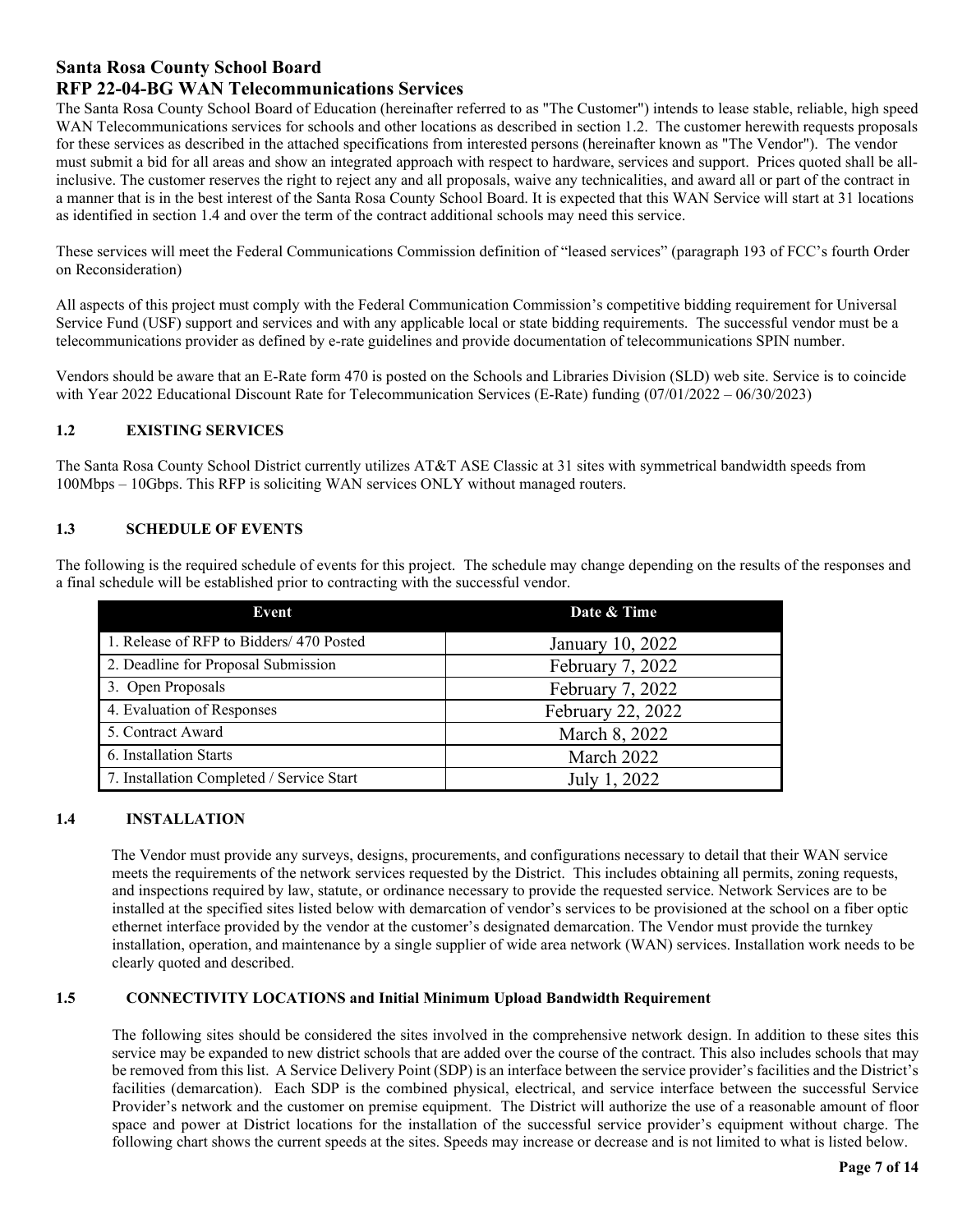# Santa Rosa County School Board
# RFP 22-04-BG WAN Telecommunications Services

The Santa Rosa County School Board of Education (hereinafter referred to as "The Customer") intends to lease stable, reliable, high speed WAN Telecommunications services for schools and other locations as described in section 1.2. The customer herewith requests proposals for these services as described in the attached specifications from interested persons (hereinafter known as "The Vendor"). The vendor must submit a bid for all areas and show an integrated approach with respect to hardware, services and support. Prices quoted shall be all-inclusive. The customer reserves the right to reject any and all proposals, waive any technicalities, and award all or part of the contract in a manner that is in the best interest of the Santa Rosa County School Board. It is expected that this WAN Service will start at 31 locations as identified in section 1.4 and over the term of the contract additional schools may need this service.

These services will meet the Federal Communications Commission definition of "leased services" (paragraph 193 of FCC's fourth Order on Reconsideration)

All aspects of this project must comply with the Federal Communication Commission's competitive bidding requirement for Universal Service Fund (USF) support and services and with any applicable local or state bidding requirements. The successful vendor must be a telecommunications provider as defined by e-rate guidelines and provide documentation of telecommunications SPIN number.

Vendors should be aware that an E-Rate form 470 is posted on the Schools and Libraries Division (SLD) web site. Service is to coincide with Year 2022 Educational Discount Rate for Telecommunication Services (E-Rate) funding (07/01/2022 – 06/30/2023)

### 1.2 EXISTING SERVICES

The Santa Rosa County School District currently utilizes AT&T ASE Classic at 31 sites with symmetrical bandwidth speeds from 100Mbps – 10Gbps. This RFP is soliciting WAN services ONLY without managed routers.

### 1.3 SCHEDULE OF EVENTS

The following is the required schedule of events for this project. The schedule may change depending on the results of the responses and a final schedule will be established prior to contracting with the successful vendor.

| Event | Date & Time |
|---|---|
| 1. Release of RFP to Bidders/ 470 Posted | January 10, 2022 |
| 2. Deadline for Proposal Submission | February 7, 2022 |
| 3. Open Proposals | February 7, 2022 |
| 4. Evaluation of Responses | February 22, 2022 |
| 5. Contract Award | March 8, 2022 |
| 6. Installation Starts | March 2022 |
| 7. Installation Completed / Service Start | July 1, 2022 |

### 1.4 INSTALLATION

The Vendor must provide any surveys, designs, procurements, and configurations necessary to detail that their WAN service meets the requirements of the network services requested by the District. This includes obtaining all permits, zoning requests, and inspections required by law, statute, or ordinance necessary to provide the requested service. Network Services are to be installed at the specified sites listed below with demarcation of vendor's services to be provisioned at the school on a fiber optic ethernet interface provided by the vendor at the customer's designated demarcation. The Vendor must provide the turnkey installation, operation, and maintenance by a single supplier of wide area network (WAN) services. Installation work needs to be clearly quoted and described.

### 1.5 CONNECTIVITY LOCATIONS and Initial Minimum Upload Bandwidth Requirement

The following sites should be considered the sites involved in the comprehensive network design. In addition to these sites this service may be expanded to new district schools that are added over the course of the contract. This also includes schools that may be removed from this list. A Service Delivery Point (SDP) is an interface between the service provider's facilities and the District's facilities (demarcation). Each SDP is the combined physical, electrical, and service interface between the successful Service Provider's network and the customer on premise equipment. The District will authorize the use of a reasonable amount of floor space and power at District locations for the installation of the successful service provider's equipment without charge. The following chart shows the current speeds at the sites. Speeds may increase or decrease and is not limited to what is listed below.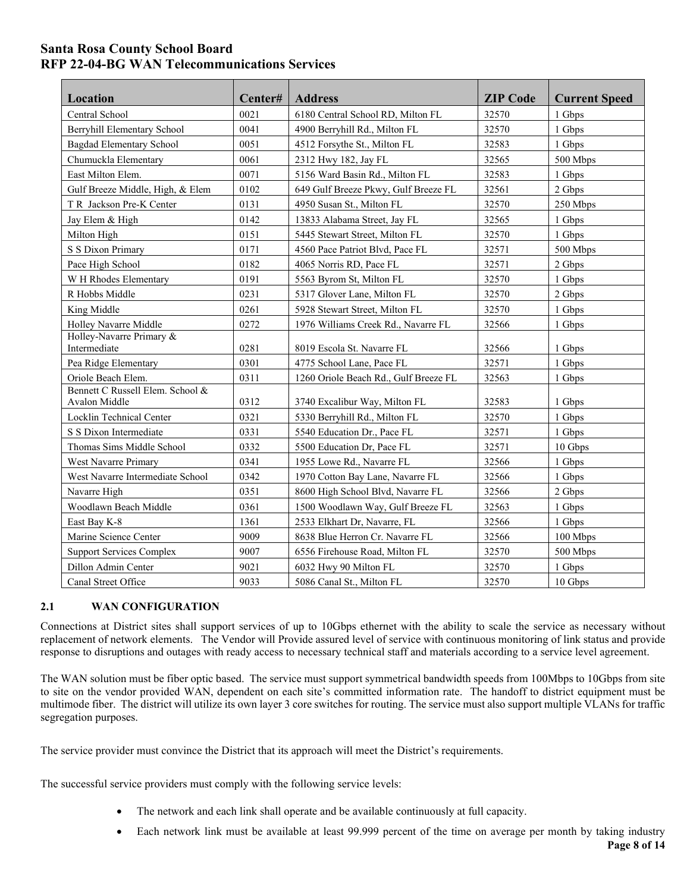| Location | Center# | Address | ZIP Code | Current Speed |
| --- | --- | --- | --- | --- |
| Central School | 0021 | 6180 Central School RD, Milton FL | 32570 | 1 Gbps |
| Berryhill Elementary School | 0041 | 4900 Berryhill Rd., Milton FL | 32570 | 1 Gbps |
| Bagdad Elementary School | 0051 | 4512 Forsythe St., Milton FL | 32583 | 1 Gbps |
| Chumuckla Elementary | 0061 | 2312 Hwy 182, Jay FL | 32565 | 500 Mbps |
| East Milton Elem. | 0071 | 5156 Ward Basin Rd., Milton FL | 32583 | 1 Gbps |
| Gulf Breeze Middle, High, & Elem | 0102 | 649 Gulf Breeze Pkwy, Gulf Breeze FL | 32561 | 2 Gbps |
| T R Jackson Pre-K Center | 0131 | 4950 Susan St., Milton FL | 32570 | 250 Mbps |
| Jay Elem & High | 0142 | 13833 Alabama Street, Jay FL | 32565 | 1 Gbps |
| Milton High | 0151 | 5445 Stewart Street, Milton FL | 32570 | 1 Gbps |
| S S Dixon Primary | 0171 | 4560 Pace Patriot Blvd, Pace FL | 32571 | 500 Mbps |
| Pace High School | 0182 | 4065 Norris RD, Pace FL | 32571 | 2 Gbps |
| W H Rhodes Elementary | 0191 | 5563 Byrom St, Milton FL | 32570 | 1 Gbps |
| R Hobbs Middle | 0231 | 5317 Glover Lane, Milton FL | 32570 | 2 Gbps |
| King Middle | 0261 | 5928 Stewart Street, Milton FL | 32570 | 1 Gbps |
| Holley Navarre Middle | 0272 | 1976 Williams Creek Rd., Navarre FL | 32566 | 1 Gbps |
| Holley-Navarre Primary & Intermediate | 0281 | 8019 Escola St. Navarre FL | 32566 | 1 Gbps |
| Pea Ridge Elementary | 0301 | 4775 School Lane, Pace FL | 32571 | 1 Gbps |
| Oriole Beach Elem. | 0311 | 1260 Oriole Beach Rd., Gulf Breeze FL | 32563 | 1 Gbps |
| Bennett C Russell Elem. School & Avalon Middle | 0312 | 3740 Excalibur Way, Milton FL | 32583 | 1 Gbps |
| Locklin Technical Center | 0321 | 5330 Berryhill Rd., Milton FL | 32570 | 1 Gbps |
| S S Dixon Intermediate | 0331 | 5540 Education Dr., Pace FL | 32571 | 1 Gbps |
| Thomas Sims Middle School | 0332 | 5500 Education Dr, Pace FL | 32571 | 10 Gbps |
| West Navarre Primary | 0341 | 1955 Lowe Rd., Navarre FL | 32566 | 1 Gbps |
| West Navarre Intermediate School | 0342 | 1970 Cotton Bay Lane, Navarre FL | 32566 | 1 Gbps |
| Navarre High | 0351 | 8600 High School Blvd, Navarre FL | 32566 | 2 Gbps |
| Woodlawn Beach Middle | 0361 | 1500 Woodlawn Way, Gulf Breeze FL | 32563 | 1 Gbps |
| East Bay K-8 | 1361 | 2533 Elkhart Dr, Navarre, FL | 32566 | 1 Gbps |
| Marine Science Center | 9009 | 8638 Blue Herron Cr. Navarre FL | 32566 | 100 Mbps |
| Support Services Complex | 9007 | 6556 Firehouse Road, Milton FL | 32570 | 500 Mbps |
| Dillon Admin Center | 9021 | 6032 Hwy 90 Milton FL | 32570 | 1 Gbps |
| Canal Street Office | 9033 | 5086 Canal St., Milton FL | 32570 | 10 Gbps |

### 2.1 WAN CONFIGURATION

Connections at District sites shall support services of up to 10Gbps ethernet with the ability to scale the service as necessary without replacement of network elements. The Vendor will Provide assured level of service with continuous monitoring of link status and provide response to disruptions and outages with ready access to necessary technical staff and materials according to a service level agreement.

The WAN solution must be fiber optic based. The service must support symmetrical bandwidth speeds from 100Mbps to 10Gbps from site to site on the vendor provided WAN, dependent on each site's committed information rate. The handoff to district equipment must be multimode fiber. The district will utilize its own layer 3 core switches for routing. The service must also support multiple VLANs for traffic segregation purposes.

The service provider must convince the District that its approach will meet the District's requirements.

The successful service providers must comply with the following service levels:

- The network and each link shall operate and be available continuously at full capacity.
- Each network link must be available at least 99.999 percent of the time on average per month by taking industry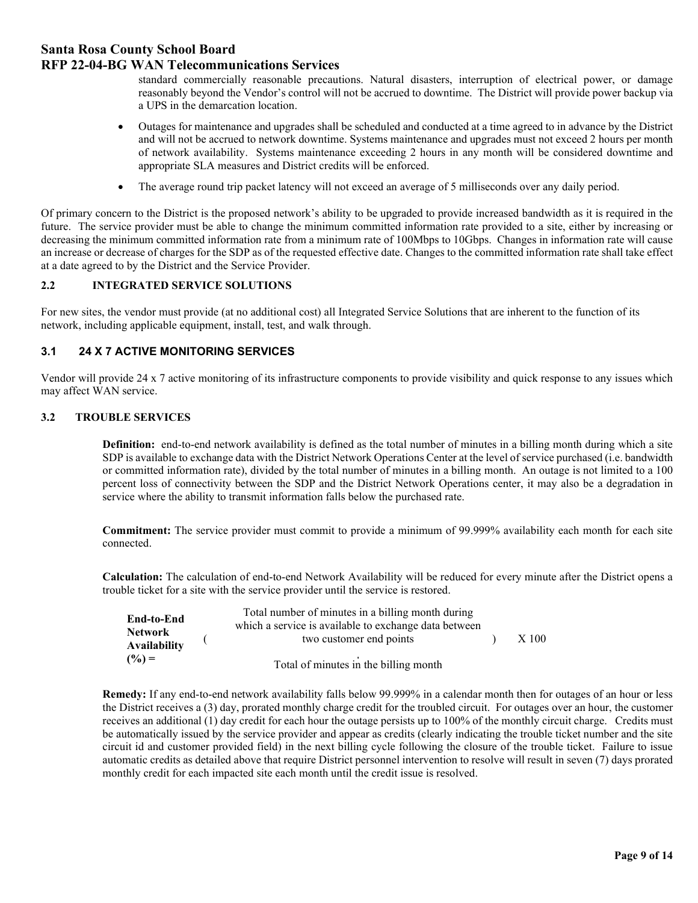standard commercially reasonable precautions. Natural disasters, interruption of electrical power, or damage reasonably beyond the Vendor's control will not be accrued to downtime. The District will provide power backup via a UPS in the demarcation location.

- Outages for maintenance and upgrades shall be scheduled and conducted at a time agreed to in advance by the District and will not be accrued to network downtime. Systems maintenance and upgrades must not exceed 2 hours per month of network availability. Systems maintenance exceeding 2 hours in any month will be considered downtime and appropriate SLA measures and District credits will be enforced.
- The average round trip packet latency will not exceed an average of 5 milliseconds over any daily period.

Of primary concern to the District is the proposed network's ability to be upgraded to provide increased bandwidth as it is required in the future. The service provider must be able to change the minimum committed information rate provided to a site, either by increasing or decreasing the minimum committed information rate from a minimum rate of 100Mbps to 10Gbps. Changes in information rate will cause an increase or decrease of charges for the SDP as of the requested effective date. Changes to the committed information rate shall take effect at a date agreed to by the District and the Service Provider.

## 2.2 INTEGRATED SERVICE SOLUTIONS

For new sites, the vendor must provide (at no additional cost) all Integrated Service Solutions that are inherent to the function of its network, including applicable equipment, install, test, and walk through.

## 3.1 24 X 7 ACTIVE MONITORING SERVICES

Vendor will provide 24 x 7 active monitoring of its infrastructure components to provide visibility and quick response to any issues which may affect WAN service.

## 3.2 TROUBLE SERVICES

**Definition:** end-to-end network availability is defined as the total number of minutes in a billing month during which a site SDP is available to exchange data with the District Network Operations Center at the level of service purchased (i.e. bandwidth or committed information rate), divided by the total number of minutes in a billing month. An outage is not limited to a 100 percent loss of connectivity between the SDP and the District Network Operations center, it may also be a degradation in service where the ability to transmit information falls below the purchased rate.

**Commitment:** The service provider must commit to provide a minimum of 99.999% availability each month for each site connected.

**Calculation:** The calculation of end-to-end Network Availability will be reduced for every minute after the District opens a trouble ticket for a site with the service provider until the service is restored.

$$\textbf{End-to-End Network Availability (\%)} = \left( \frac{\text{Total number of minutes in a billing month during which a service is available to exchange data between two customer end points}}{\text{Total of minutes in the billing month}} \right) \times 100$$

**Remedy:** If any end-to-end network availability falls below 99.999% in a calendar month then for outages of an hour or less the District receives a (3) day, prorated monthly charge credit for the troubled circuit. For outages over an hour, the customer receives an additional (1) day credit for each hour the outage persists up to 100% of the monthly circuit charge. Credits must be automatically issued by the service provider and appear as credits (clearly indicating the trouble ticket number and the site circuit id and customer provided field) in the next billing cycle following the closure of the trouble ticket. Failure to issue automatic credits as detailed above that require District personnel intervention to resolve will result in seven (7) days prorated monthly credit for each impacted site each month until the credit issue is resolved.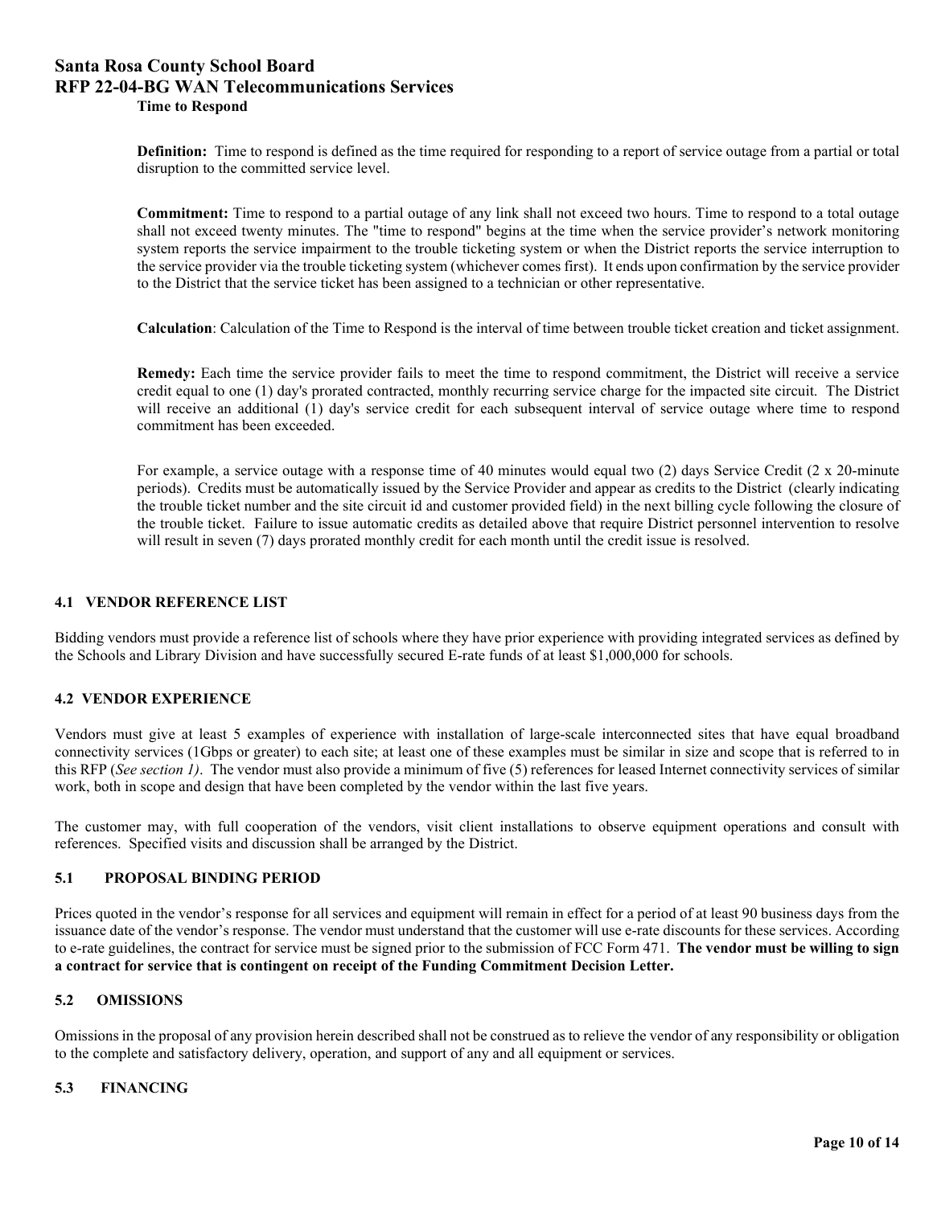**Time to Respond**

**Definition:** Time to respond is defined as the time required for responding to a report of service outage from a partial or total disruption to the committed service level.

**Commitment:** Time to respond to a partial outage of any link shall not exceed two hours. Time to respond to a total outage shall not exceed twenty minutes. The "time to respond" begins at the time when the service provider's network monitoring system reports the service impairment to the trouble ticketing system or when the District reports the service interruption to the service provider via the trouble ticketing system (whichever comes first). It ends upon confirmation by the service provider to the District that the service ticket has been assigned to a technician or other representative.

**Calculation**: Calculation of the Time to Respond is the interval of time between trouble ticket creation and ticket assignment.

**Remedy:** Each time the service provider fails to meet the time to respond commitment, the District will receive a service credit equal to one (1) day's prorated contracted, monthly recurring service charge for the impacted site circuit. The District will receive an additional (1) day's service credit for each subsequent interval of service outage where time to respond commitment has been exceeded.

For example, a service outage with a response time of 40 minutes would equal two (2) days Service Credit (2 x 20-minute periods). Credits must be automatically issued by the Service Provider and appear as credits to the District (clearly indicating the trouble ticket number and the site circuit id and customer provided field) in the next billing cycle following the closure of the trouble ticket. Failure to issue automatic credits as detailed above that require District personnel intervention to resolve will result in seven (7) days prorated monthly credit for each month until the credit issue is resolved.

### 4.1 VENDOR REFERENCE LIST

Bidding vendors must provide a reference list of schools where they have prior experience with providing integrated services as defined by the Schools and Library Division and have successfully secured E-rate funds of at least $1,000,000 for schools.

### 4.2 VENDOR EXPERIENCE

Vendors must give at least 5 examples of experience with installation of large-scale interconnected sites that have equal broadband connectivity services (1Gbps or greater) to each site; at least one of these examples must be similar in size and scope that is referred to in this RFP (*See section 1)*. The vendor must also provide a minimum of five (5) references for leased Internet connectivity services of similar work, both in scope and design that have been completed by the vendor within the last five years.

The customer may, with full cooperation of the vendors, visit client installations to observe equipment operations and consult with references. Specified visits and discussion shall be arranged by the District.

### 5.1 PROPOSAL BINDING PERIOD

Prices quoted in the vendor's response for all services and equipment will remain in effect for a period of at least 90 business days from the issuance date of the vendor's response. The vendor must understand that the customer will use e-rate discounts for these services. According to e-rate guidelines, the contract for service must be signed prior to the submission of FCC Form 471. **The vendor must be willing to sign a contract for service that is contingent on receipt of the Funding Commitment Decision Letter.**

### 5.2 OMISSIONS

Omissions in the proposal of any provision herein described shall not be construed as to relieve the vendor of any responsibility or obligation to the complete and satisfactory delivery, operation, and support of any and all equipment or services.

### 5.3 FINANCING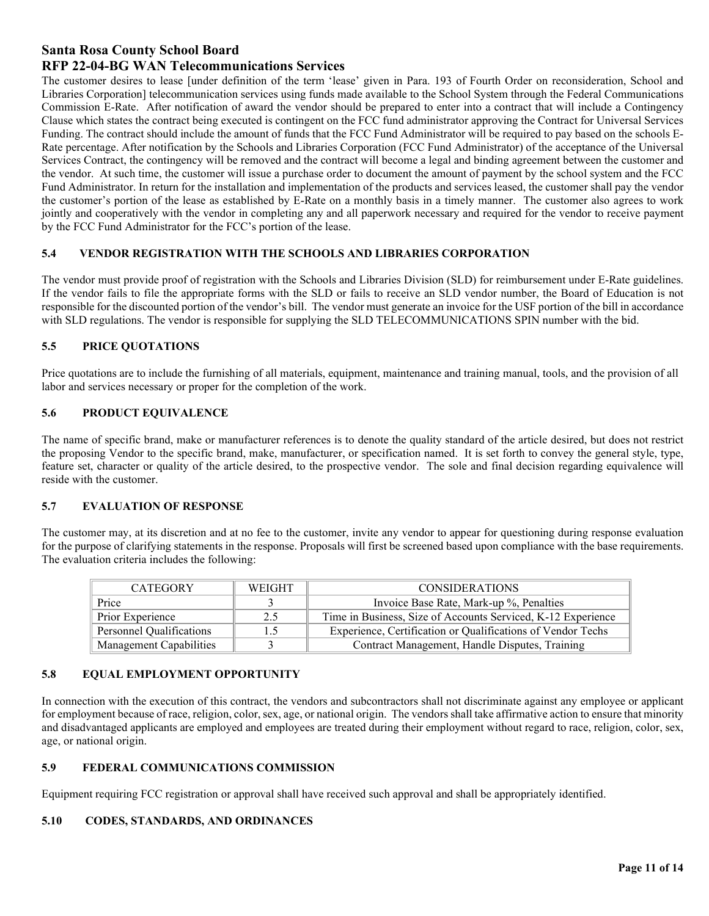The customer desires to lease [under definition of the term 'lease' given in Para. 193 of Fourth Order on reconsideration, School and Libraries Corporation] telecommunication services using funds made available to the School System through the Federal Communications Commission E-Rate. After notification of award the vendor should be prepared to enter into a contract that will include a Contingency Clause which states the contract being executed is contingent on the FCC fund administrator approving the Contract for Universal Services Funding. The contract should include the amount of funds that the FCC Fund Administrator will be required to pay based on the schools E-Rate percentage. After notification by the Schools and Libraries Corporation (FCC Fund Administrator) of the acceptance of the Universal Services Contract, the contingency will be removed and the contract will become a legal and binding agreement between the customer and the vendor. At such time, the customer will issue a purchase order to document the amount of payment by the school system and the FCC Fund Administrator. In return for the installation and implementation of the products and services leased, the customer shall pay the vendor the customer's portion of the lease as established by E-Rate on a monthly basis in a timely manner. The customer also agrees to work jointly and cooperatively with the vendor in completing any and all paperwork necessary and required for the vendor to receive payment by the FCC Fund Administrator for the FCC's portion of the lease.

### 5.4 VENDOR REGISTRATION WITH THE SCHOOLS AND LIBRARIES CORPORATION

The vendor must provide proof of registration with the Schools and Libraries Division (SLD) for reimbursement under E-Rate guidelines. If the vendor fails to file the appropriate forms with the SLD or fails to receive an SLD vendor number, the Board of Education is not responsible for the discounted portion of the vendor's bill. The vendor must generate an invoice for the USF portion of the bill in accordance with SLD regulations. The vendor is responsible for supplying the SLD TELECOMMUNICATIONS SPIN number with the bid.

### 5.5 PRICE QUOTATIONS

Price quotations are to include the furnishing of all materials, equipment, maintenance and training manual, tools, and the provision of all labor and services necessary or proper for the completion of the work.

### 5.6 PRODUCT EQUIVALENCE

The name of specific brand, make or manufacturer references is to denote the quality standard of the article desired, but does not restrict the proposing Vendor to the specific brand, make, manufacturer, or specification named. It is set forth to convey the general style, type, feature set, character or quality of the article desired, to the prospective vendor. The sole and final decision regarding equivalence will reside with the customer.

### 5.7 EVALUATION OF RESPONSE

The customer may, at its discretion and at no fee to the customer, invite any vendor to appear for questioning during response evaluation for the purpose of clarifying statements in the response. Proposals will first be screened based upon compliance with the base requirements. The evaluation criteria includes the following:

| CATEGORY | WEIGHT | CONSIDERATIONS |
|---|---|---|
| Price | 3 | Invoice Base Rate, Mark-up %, Penalties |
| Prior Experience | 2.5 | Time in Business, Size of Accounts Serviced, K-12 Experience |
| Personnel Qualifications | 1.5 | Experience, Certification or Qualifications of Vendor Techs |
| Management Capabilities | 3 | Contract Management, Handle Disputes, Training |

### 5.8 EQUAL EMPLOYMENT OPPORTUNITY

In connection with the execution of this contract, the vendors and subcontractors shall not discriminate against any employee or applicant for employment because of race, religion, color, sex, age, or national origin. The vendors shall take affirmative action to ensure that minority and disadvantaged applicants are employed and employees are treated during their employment without regard to race, religion, color, sex, age, or national origin.

### 5.9 FEDERAL COMMUNICATIONS COMMISSION

Equipment requiring FCC registration or approval shall have received such approval and shall be appropriately identified.

### 5.10 CODES, STANDARDS, AND ORDINANCES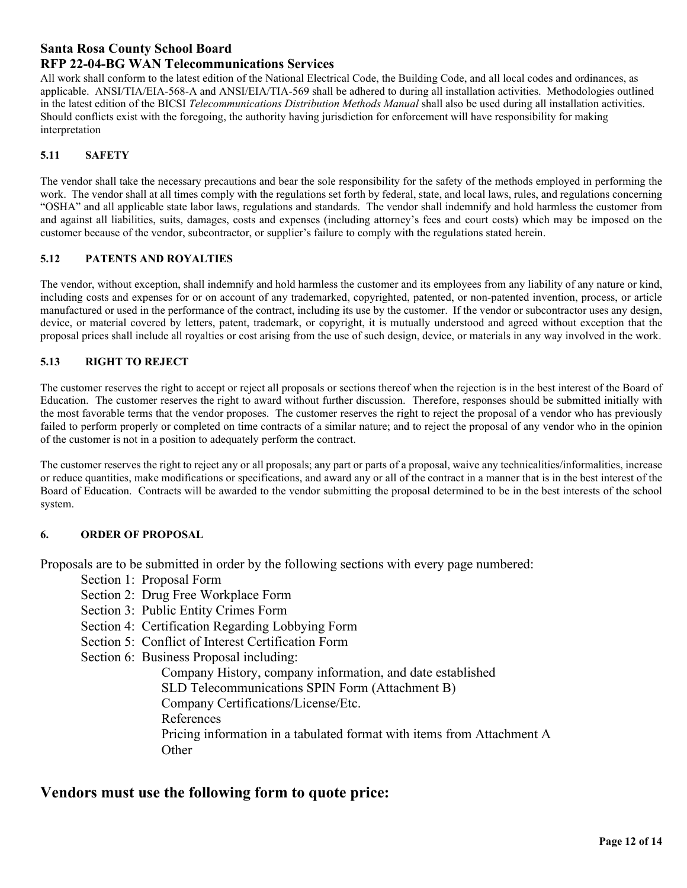All work shall conform to the latest edition of the National Electrical Code, the Building Code, and all local codes and ordinances, as applicable. ANSI/TIA/EIA-568-A and ANSI/EIA/TIA-569 shall be adhered to during all installation activities. Methodologies outlined in the latest edition of the BICSI *Telecommunications Distribution Methods Manual* shall also be used during all installation activities. Should conflicts exist with the foregoing, the authority having jurisdiction for enforcement will have responsibility for making interpretation

### 5.11 SAFETY

The vendor shall take the necessary precautions and bear the sole responsibility for the safety of the methods employed in performing the work. The vendor shall at all times comply with the regulations set forth by federal, state, and local laws, rules, and regulations concerning "OSHA" and all applicable state labor laws, regulations and standards. The vendor shall indemnify and hold harmless the customer from and against all liabilities, suits, damages, costs and expenses (including attorney's fees and court costs) which may be imposed on the customer because of the vendor, subcontractor, or supplier's failure to comply with the regulations stated herein.

### 5.12 PATENTS AND ROYALTIES

The vendor, without exception, shall indemnify and hold harmless the customer and its employees from any liability of any nature or kind, including costs and expenses for or on account of any trademarked, copyrighted, patented, or non-patented invention, process, or article manufactured or used in the performance of the contract, including its use by the customer. If the vendor or subcontractor uses any design, device, or material covered by letters, patent, trademark, or copyright, it is mutually understood and agreed without exception that the proposal prices shall include all royalties or cost arising from the use of such design, device, or materials in any way involved in the work.

### 5.13 RIGHT TO REJECT

The customer reserves the right to accept or reject all proposals or sections thereof when the rejection is in the best interest of the Board of Education. The customer reserves the right to award without further discussion. Therefore, responses should be submitted initially with the most favorable terms that the vendor proposes. The customer reserves the right to reject the proposal of a vendor who has previously failed to perform properly or completed on time contracts of a similar nature; and to reject the proposal of any vendor who in the opinion of the customer is not in a position to adequately perform the contract.

The customer reserves the right to reject any or all proposals; any part or parts of a proposal, waive any technicalities/informalities, increase or reduce quantities, make modifications or specifications, and award any or all of the contract in a manner that is in the best interest of the Board of Education. Contracts will be awarded to the vendor submitting the proposal determined to be in the best interests of the school system.

## 6. ORDER OF PROPOSAL

Proposals are to be submitted in order by the following sections with every page numbered:

- Section 1: Proposal Form
- Section 2: Drug Free Workplace Form
- Section 3: Public Entity Crimes Form
- Section 4: Certification Regarding Lobbying Form
- Section 5: Conflict of Interest Certification Form
- Section 6: Business Proposal including:
  - Company History, company information, and date established
  - SLD Telecommunications SPIN Form (Attachment B)
  - Company Certifications/License/Etc.
  - References
  - Pricing information in a tabulated format with items from Attachment A
  - Other

## Vendors must use the following form to quote price: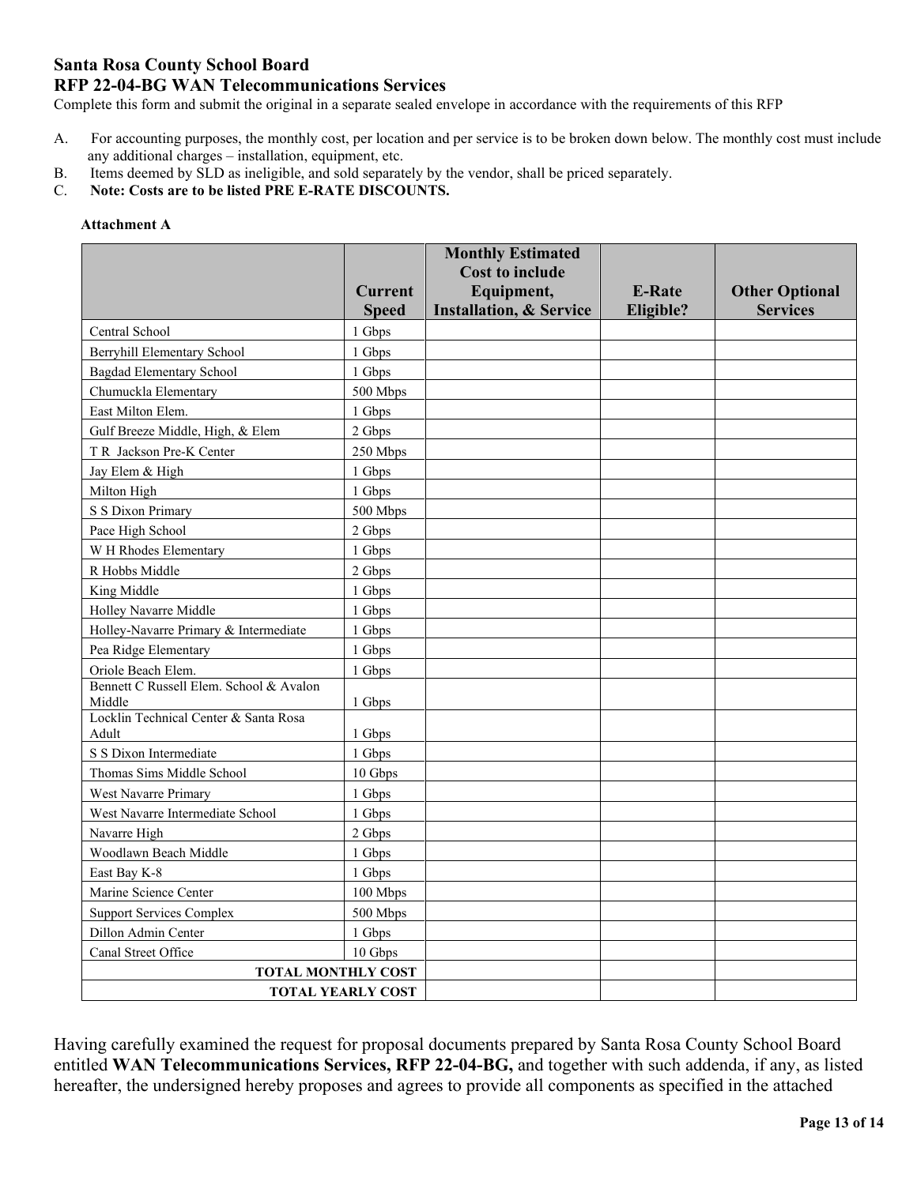**Santa Rosa County School Board**
**RFP 22-04-BG WAN Telecommunications Services**

Complete this form and submit the original in a separate sealed envelope in accordance with the requirements of this RFP

A. For accounting purposes, the monthly cost, per location and per service is to be broken down below. The monthly cost must include any additional charges – installation, equipment, etc.
B. Items deemed by SLD as ineligible, and sold separately by the vendor, shall be priced separately.
C. **Note: Costs are to be listed PRE E-RATE DISCOUNTS.**

**Attachment A**

| | Current Speed | Monthly Estimated Cost to include Equipment, Installation, & Service | E-Rate Eligible? | Other Optional Services |
|---|---|---|---|---|
| Central School | 1 Gbps | | | |
| Berryhill Elementary School | 1 Gbps | | | |
| Bagdad Elementary School | 1 Gbps | | | |
| Chumuckla Elementary | 500 Mbps | | | |
| East Milton Elem. | 1 Gbps | | | |
| Gulf Breeze Middle, High, & Elem | 2 Gbps | | | |
| T R Jackson Pre-K Center | 250 Mbps | | | |
| Jay Elem & High | 1 Gbps | | | |
| Milton High | 1 Gbps | | | |
| S S Dixon Primary | 500 Mbps | | | |
| Pace High School | 2 Gbps | | | |
| W H Rhodes Elementary | 1 Gbps | | | |
| R Hobbs Middle | 2 Gbps | | | |
| King Middle | 1 Gbps | | | |
| Holley Navarre Middle | 1 Gbps | | | |
| Holley-Navarre Primary & Intermediate | 1 Gbps | | | |
| Pea Ridge Elementary | 1 Gbps | | | |
| Oriole Beach Elem. | 1 Gbps | | | |
| Bennett C Russell Elem. School & Avalon Middle | 1 Gbps | | | |
| Locklin Technical Center & Santa Rosa Adult | 1 Gbps | | | |
| S S Dixon Intermediate | 1 Gbps | | | |
| Thomas Sims Middle School | 10 Gbps | | | |
| West Navarre Primary | 1 Gbps | | | |
| West Navarre Intermediate School | 1 Gbps | | | |
| Navarre High | 2 Gbps | | | |
| Woodlawn Beach Middle | 1 Gbps | | | |
| East Bay K-8 | 1 Gbps | | | |
| Marine Science Center | 100 Mbps | | | |
| Support Services Complex | 500 Mbps | | | |
| Dillon Admin Center | 1 Gbps | | | |
| Canal Street Office | 10 Gbps | | | |
| **TOTAL MONTHLY COST** | | | | |
| **TOTAL YEARLY COST** | | | | |

Having carefully examined the request for proposal documents prepared by Santa Rosa County School Board entitled **WAN Telecommunications Services, RFP 22-04-BG,** and together with such addenda, if any, as listed hereafter, the undersigned hereby proposes and agrees to provide all components as specified in the attached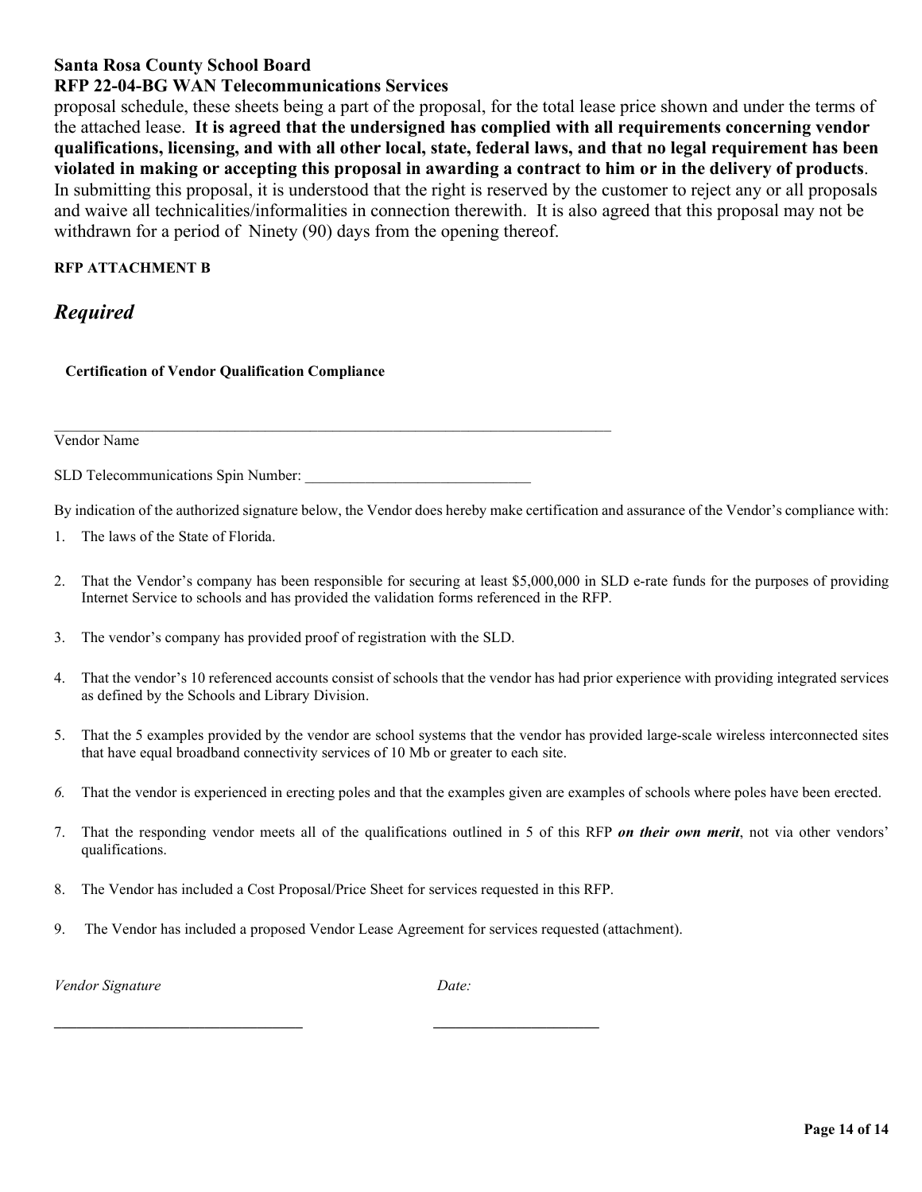proposal schedule, these sheets being a part of the proposal, for the total lease price shown and under the terms of the attached lease. **It is agreed that the undersigned has complied with all requirements concerning vendor qualifications, licensing, and with all other local, state, federal laws, and that no legal requirement has been violated in making or accepting this proposal in awarding a contract to him or in the delivery of products**. In submitting this proposal, it is understood that the right is reserved by the customer to reject any or all proposals and waive all technicalities/informalities in connection therewith. It is also agreed that this proposal may not be withdrawn for a period of Ninety (90) days from the opening thereof.

**RFP ATTACHMENT B**

## *Required*

**Certification of Vendor Qualification Compliance**

___________________________________________________________________________
Vendor Name

SLD Telecommunications Spin Number: ______________________________

By indication of the authorized signature below, the Vendor does hereby make certification and assurance of the Vendor's compliance with:

1. The laws of the State of Florida.
2. That the Vendor's company has been responsible for securing at least $5,000,000 in SLD e-rate funds for the purposes of providing Internet Service to schools and has provided the validation forms referenced in the RFP.
3. The vendor's company has provided proof of registration with the SLD.
4. That the vendor's 10 referenced accounts consist of schools that the vendor has had prior experience with providing integrated services as defined by the Schools and Library Division.
5. That the 5 examples provided by the vendor are school systems that the vendor has provided large-scale wireless interconnected sites that have equal broadband connectivity services of 10 Mb or greater to each site.
6. That the vendor is experienced in erecting poles and that the examples given are examples of schools where poles have been erected.
7. That the responding vendor meets all of the qualifications outlined in 5 of this RFP ***on their own merit***, not via other vendors' qualifications.
8. The Vendor has included a Cost Proposal/Price Sheet for services requested in this RFP.
9. The Vendor has included a proposed Vendor Lease Agreement for services requested (attachment).

*Vendor Signature* &nbsp;&nbsp;&nbsp;&nbsp;&nbsp;&nbsp;&nbsp;&nbsp;&nbsp;&nbsp;&nbsp;&nbsp;&nbsp;&nbsp;&nbsp;&nbsp;&nbsp;&nbsp;&nbsp;&nbsp; *Date:*

________________________________ &nbsp;&nbsp;&nbsp;&nbsp;&nbsp;&nbsp;&nbsp;&nbsp; ______________________